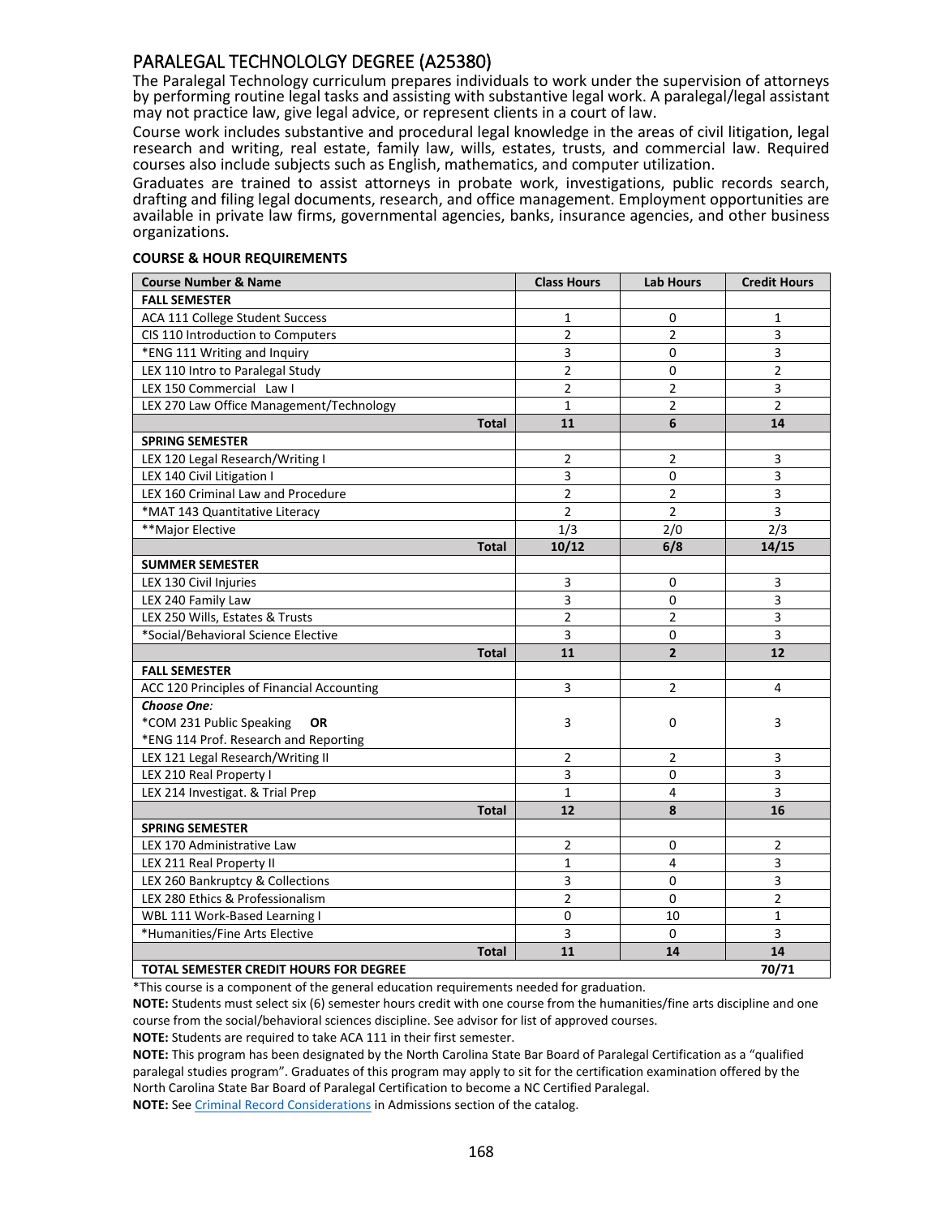# PARALEGAL TECHNOLOLGY DEGREE (A25380)

The Paralegal Technology curriculum prepares individuals to work under the supervision of attorneys by performing routine legal tasks and assisting with substantive legal work. A paralegal/legal assistant may not practice law, give legal advice, or represent clients in a court of law.

Course work includes substantive and procedural legal knowledge in the areas of civil litigation, legal research and writing, real estate, family law, wills, estates, trusts, and commercial law. Required courses also include subjects such as English, mathematics, and computer utilization.

Graduates are trained to assist attorneys in probate work, investigations, public records search, drafting and filing legal documents, research, and office management. Employment opportunities are available in private law firms, governmental agencies, banks, insurance agencies, and other business organizations.

**COURSE & HOUR REQUIREMENTS**

| Course Number & Name | Class Hours | Lab Hours | Credit Hours |
|---|---|---|---|
| **FALL SEMESTER** | | | |
| ACA 111 College Student Success | 1 | 0 | 1 |
| CIS 110 Introduction to Computers | 2 | 2 | 3 |
| *ENG 111 Writing and Inquiry | 3 | 0 | 3 |
| LEX 110 Intro to Paralegal Study | 2 | 0 | 2 |
| LEX 150 Commercial Law I | 2 | 2 | 3 |
| LEX 270 Law Office Management/Technology | 1 | 2 | 2 |
| **Total** | **11** | **6** | **14** |
| **SPRING SEMESTER** | | | |
| LEX 120 Legal Research/Writing I | 2 | 2 | 3 |
| LEX 140 Civil Litigation I | 3 | 0 | 3 |
| LEX 160 Criminal Law and Procedure | 2 | 2 | 3 |
| *MAT 143 Quantitative Literacy | 2 | 2 | 3 |
| **Major Elective | 1/3 | 2/0 | 2/3 |
| **Total** | **10/12** | **6/8** | **14/15** |
| **SUMMER SEMESTER** | | | |
| LEX 130 Civil Injuries | 3 | 0 | 3 |
| LEX 240 Family Law | 3 | 0 | 3 |
| LEX 250 Wills, Estates & Trusts | 2 | 2 | 3 |
| *Social/Behavioral Science Elective | 3 | 0 | 3 |
| **Total** | **11** | **2** | **12** |
| **FALL SEMESTER** | | | |
| ACC 120 Principles of Financial Accounting | 3 | 2 | 4 |
| ***Choose One:*** *COM 231 Public Speaking **OR** *ENG 114 Prof. Research and Reporting | 3 | 0 | 3 |
| LEX 121 Legal Research/Writing II | 2 | 2 | 3 |
| LEX 210 Real Property I | 3 | 0 | 3 |
| LEX 214 Investigat. & Trial Prep | 1 | 4 | 3 |
| **Total** | **12** | **8** | **16** |
| **SPRING SEMESTER** | | | |
| LEX 170 Administrative Law | 2 | 0 | 2 |
| LEX 211 Real Property II | 1 | 4 | 3 |
| LEX 260 Bankruptcy & Collections | 3 | 0 | 3 |
| LEX 280 Ethics & Professionalism | 2 | 0 | 2 |
| WBL 111 Work-Based Learning I | 0 | 10 | 1 |
| *Humanities/Fine Arts Elective | 3 | 0 | 3 |
| **Total** | **11** | **14** | **14** |
| **TOTAL SEMESTER CREDIT HOURS FOR DEGREE** | | | **70/71** |

*This course is a component of the general education requirements needed for graduation.

**NOTE:** Students must select six (6) semester hours credit with one course from the humanities/fine arts discipline and one course from the social/behavioral sciences discipline. See advisor for list of approved courses.

**NOTE:** Students are required to take ACA 111 in their first semester.

**NOTE:** This program has been designated by the North Carolina State Bar Board of Paralegal Certification as a "qualified paralegal studies program". Graduates of this program may apply to sit for the certification examination offered by the North Carolina State Bar Board of Paralegal Certification to become a NC Certified Paralegal.

**NOTE:** See Criminal Record Considerations in Admissions section of the catalog.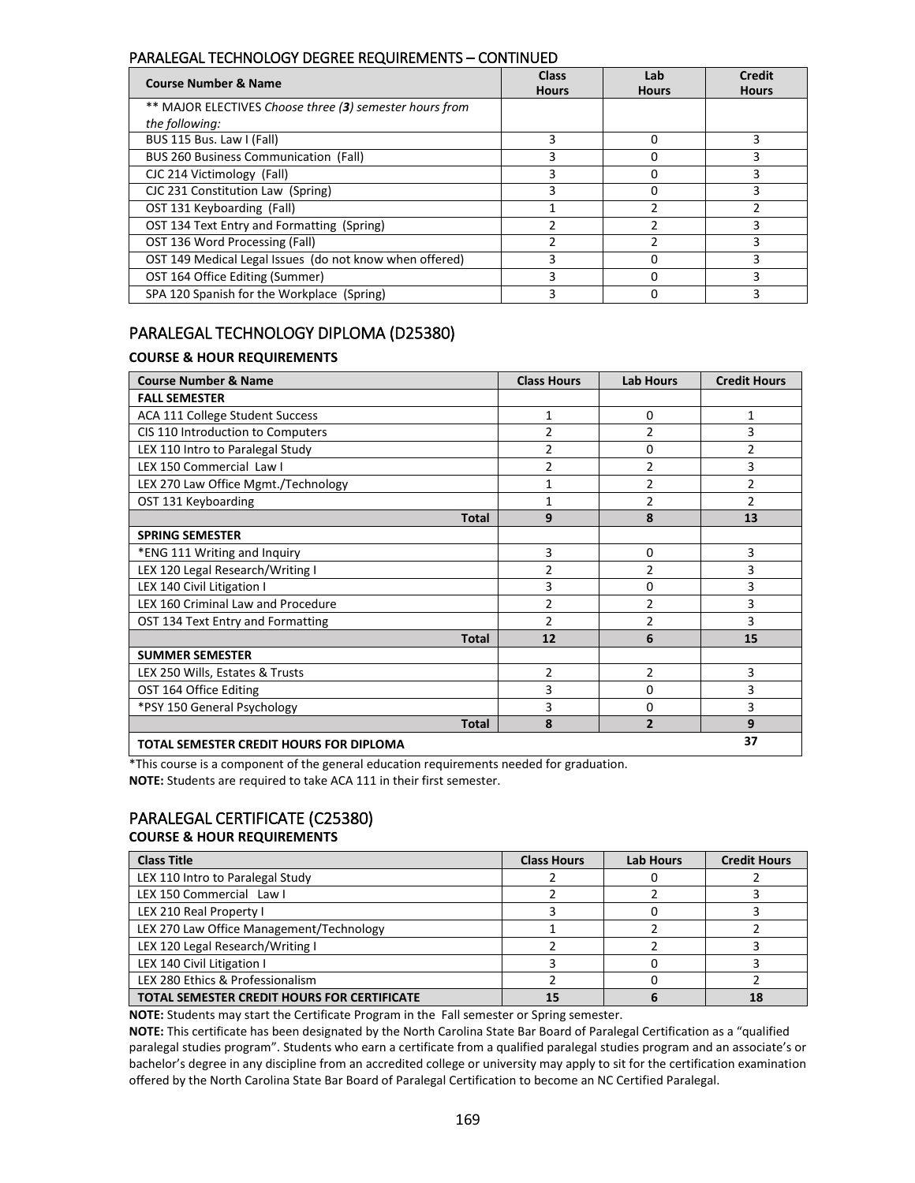## PARALEGAL TECHNOLOGY DEGREE REQUIREMENTS – CONTINUED

| Course Number & Name | Class Hours | Lab Hours | Credit Hours |
|---|---|---|---|
| ** MAJOR ELECTIVES *Choose three (**3**) semester hours from the following:* | | | |
| BUS 115 Bus. Law I (Fall) | 3 | 0 | 3 |
| BUS 260 Business Communication (Fall) | 3 | 0 | 3 |
| CJC 214 Victimology (Fall) | 3 | 0 | 3 |
| CJC 231 Constitution Law (Spring) | 3 | 0 | 3 |
| OST 131 Keyboarding (Fall) | 1 | 2 | 2 |
| OST 134 Text Entry and Formatting (Spring) | 2 | 2 | 3 |
| OST 136 Word Processing (Fall) | 2 | 2 | 3 |
| OST 149 Medical Legal Issues (do not know when offered) | 3 | 0 | 3 |
| OST 164 Office Editing (Summer) | 3 | 0 | 3 |
| SPA 120 Spanish for the Workplace (Spring) | 3 | 0 | 3 |

## PARALEGAL TECHNOLOGY DIPLOMA (D25380)

### COURSE & HOUR REQUIREMENTS

| Course Number & Name | Class Hours | Lab Hours | Credit Hours |
|---|---|---|---|
| **FALL SEMESTER** | | | |
| ACA 111 College Student Success | 1 | 0 | 1 |
| CIS 110 Introduction to Computers | 2 | 2 | 3 |
| LEX 110 Intro to Paralegal Study | 2 | 0 | 2 |
| LEX 150 Commercial Law I | 2 | 2 | 3 |
| LEX 270 Law Office Mgmt./Technology | 1 | 2 | 2 |
| OST 131 Keyboarding | 1 | 2 | 2 |
| **Total** | **9** | **8** | **13** |
| **SPRING SEMESTER** | | | |
| *ENG 111 Writing and Inquiry | 3 | 0 | 3 |
| LEX 120 Legal Research/Writing I | 2 | 2 | 3 |
| LEX 140 Civil Litigation I | 3 | 0 | 3 |
| LEX 160 Criminal Law and Procedure | 2 | 2 | 3 |
| OST 134 Text Entry and Formatting | 2 | 2 | 3 |
| **Total** | **12** | **6** | **15** |
| **SUMMER SEMESTER** | | | |
| LEX 250 Wills, Estates & Trusts | 2 | 2 | 3 |
| OST 164 Office Editing | 3 | 0 | 3 |
| *PSY 150 General Psychology | 3 | 0 | 3 |
| **Total** | **8** | **2** | **9** |
| **TOTAL SEMESTER CREDIT HOURS FOR DIPLOMA** | | | **37** |

*This course is a component of the general education requirements needed for graduation.

**NOTE:** Students are required to take ACA 111 in their first semester.

## PARALEGAL CERTIFICATE (C25380)

### COURSE & HOUR REQUIREMENTS

| Class Title | Class Hours | Lab Hours | Credit Hours |
|---|---|---|---|
| LEX 110 Intro to Paralegal Study | 2 | 0 | 2 |
| LEX 150 Commercial Law I | 2 | 2 | 3 |
| LEX 210 Real Property I | 3 | 0 | 3 |
| LEX 270 Law Office Management/Technology | 1 | 2 | 2 |
| LEX 120 Legal Research/Writing I | 2 | 2 | 3 |
| LEX 140 Civil Litigation I | 3 | 0 | 3 |
| LEX 280 Ethics & Professionalism | 2 | 0 | 2 |
| **TOTAL SEMESTER CREDIT HOURS FOR CERTIFICATE** | **15** | **6** | **18** |

**NOTE:** Students may start the Certificate Program in the Fall semester or Spring semester.

**NOTE:** This certificate has been designated by the North Carolina State Bar Board of Paralegal Certification as a "qualified paralegal studies program". Students who earn a certificate from a qualified paralegal studies program and an associate's or bachelor's degree in any discipline from an accredited college or university may apply to sit for the certification examination offered by the North Carolina State Bar Board of Paralegal Certification to become an NC Certified Paralegal.